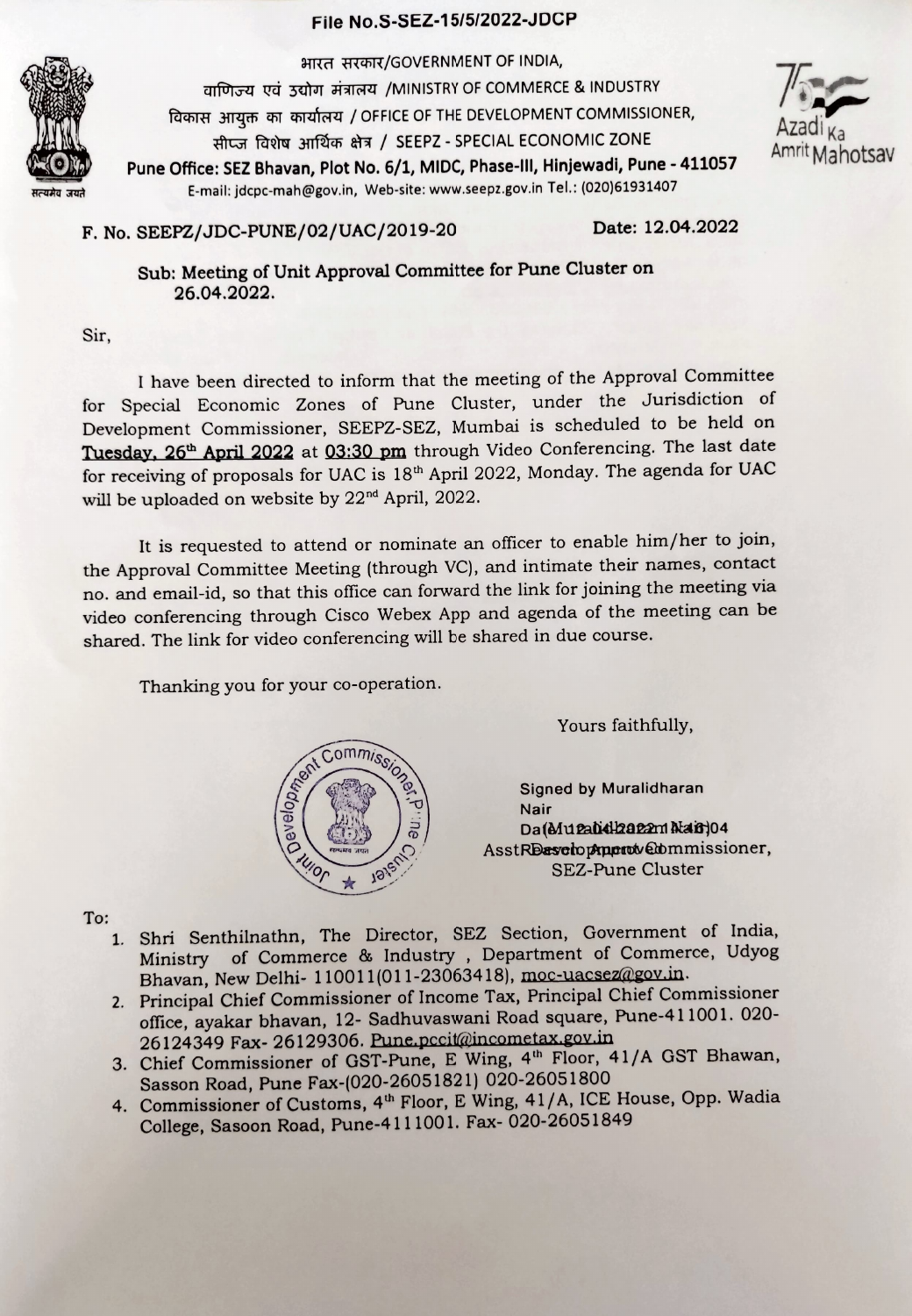File No.S-SEZ-15/5/2022-JDCP

भारत सरकार/GOVERNMENT OF INDIA,
वाणिज्य एवं उद्योग मंत्रालय /MINISTRY OF COMMERCE & INDUSTRY
विकास आयुक्त का कार्यालय / OFFICE OF THE DEVELOPMENT COMMISSIONER,
सीप्ज विशेष आर्थिक क्षेत्र / SEEPZ - SPECIAL ECONOMIC ZONE
**Pune Office: SEZ Bhavan, Plot No. 6/1, MIDC, Phase-III, Hinjewadi, Pune - 411057**
E-mail: jdcpc-mah@gov.in, Web-site: www.seepz.gov.in Tel.: (020)61931407

Azadi Ka Amrit Mahotsav

**F. No. SEEPZ/JDC-PUNE/02/UAC/2019-20** **Date: 12.04.2022**

**Sub: Meeting of Unit Approval Committee for Pune Cluster on 26.04.2022.**

Sir,

I have been directed to inform that the meeting of the Approval Committee for Special Economic Zones of Pune Cluster, under the Jurisdiction of Development Commissioner, SEEPZ-SEZ, Mumbai is scheduled to be held on **Tuesday, 26th April 2022** at **03:30 pm** through Video Conferencing. The last date for receiving of proposals for UAC is 18th April 2022, Monday. The agenda for UAC will be uploaded on website by 22nd April, 2022.

It is requested to attend or nominate an officer to enable him/her to join, the Approval Committee Meeting (through VC), and intimate their names, contact no. and email-id, so that this office can forward the link for joining the meeting via video conferencing through Cisco Webex App and agenda of the meeting can be shared. The link for video conferencing will be shared in due course.

Thanking you for your co-operation.

Yours faithfully,

Signed by Muralidharan Nair
Date: 12-04-2022 11:48:04
(Muralidharan Nair)
Asst. Development Commissioner,
SEZ-Pune Cluster

To:

1. Shri Senthilnathn, The Director, SEZ Section, Government of India, Ministry of Commerce & Industry , Department of Commerce, Udyog Bhavan, New Delhi- 110011(011-23063418), moc-uacsez@gov.in.
2. Principal Chief Commissioner of Income Tax, Principal Chief Commissioner office, ayakar bhavan, 12- Sadhuvaswani Road square, Pune-411001. 020-26124349 Fax- 26129306. Pune.pccit@incometax.gov.in
3. Chief Commissioner of GST-Pune, E Wing, 4th Floor, 41/A GST Bhawan, Sasson Road, Pune Fax-(020-26051821) 020-26051800
4. Commissioner of Customs, 4th Floor, E Wing, 41/A, ICE House, Opp. Wadia College, Sasoon Road, Pune-4111001. Fax- 020-26051849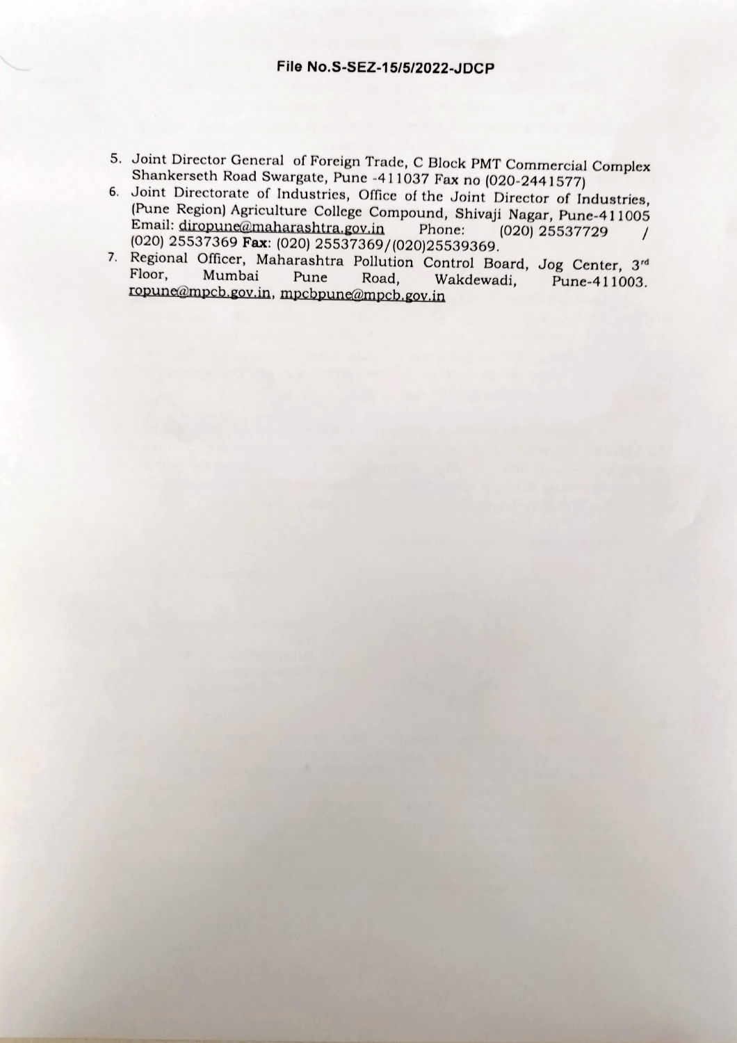**File No.S-SEZ-15/5/2022-JDCP**

5. Joint Director General of Foreign Trade, C Block PMT Commercial Complex Shankerseth Road Swargate, Pune -411037 Fax no (020-2441577)
6. Joint Directorate of Industries, Office of the Joint Director of Industries, (Pune Region) Agriculture College Compound, Shivaji Nagar, Pune-411005 Email: diropune@maharashtra.gov.in Phone: (020) 25537729 / (020) 25537369 **Fax**: (020) 25537369/(020)25539369.
7. Regional Officer, Maharashtra Pollution Control Board, Jog Center, 3rd Floor, Mumbai Pune Road, Wakdewadi, Pune-411003. ropune@mpcb.gov.in, mpcbpune@mpcb.gov.in